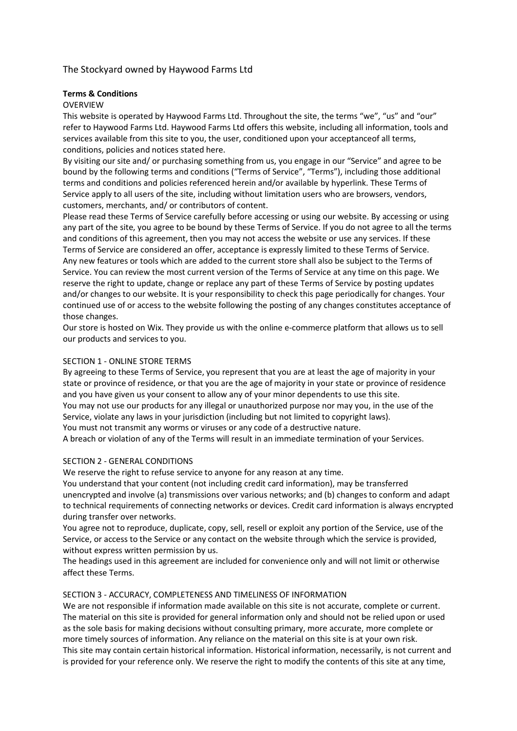The Stockyard owned by Haywood Farms Ltd

**Terms & Conditions**

OVERVIEW

This website is operated by Haywood Farms Ltd. Throughout the site, the terms "we", "us" and "our" refer to Haywood Farms Ltd. Haywood Farms Ltd offers this website, including all information, tools and services available from this site to you, the user, conditioned upon your acceptanceof all terms, conditions, policies and notices stated here.

By visiting our site and/ or purchasing something from us, you engage in our "Service" and agree to be bound by the following terms and conditions ("Terms of Service", "Terms"), including those additional terms and conditions and policies referenced herein and/or available by hyperlink. These Terms of Service apply to all users of the site, including without limitation users who are browsers, vendors, customers, merchants, and/ or contributors of content.

Please read these Terms of Service carefully before accessing or using our website. By accessing or using any part of the site, you agree to be bound by these Terms of Service. If you do not agree to all the terms and conditions of this agreement, then you may not access the website or use any services. If these Terms of Service are considered an offer, acceptance is expressly limited to these Terms of Service. Any new features or tools which are added to the current store shall also be subject to the Terms of Service. You can review the most current version of the Terms of Service at any time on this page. We reserve the right to update, change or replace any part of these Terms of Service by posting updates and/or changes to our website. It is your responsibility to check this page periodically for changes. Your continued use of or access to the website following the posting of any changes constitutes acceptance of those changes.

Our store is hosted on Wix. They provide us with the online e-commerce platform that allows us to sell our products and services to you.

SECTION 1 - ONLINE STORE TERMS

By agreeing to these Terms of Service, you represent that you are at least the age of majority in your state or province of residence, or that you are the age of majority in your state or province of residence and you have given us your consent to allow any of your minor dependents to use this site.

You may not use our products for any illegal or unauthorized purpose nor may you, in the use of the Service, violate any laws in your jurisdiction (including but not limited to copyright laws).

You must not transmit any worms or viruses or any code of a destructive nature.

A breach or violation of any of the Terms will result in an immediate termination of your Services.

SECTION 2 - GENERAL CONDITIONS

We reserve the right to refuse service to anyone for any reason at any time.

You understand that your content (not including credit card information), may be transferred unencrypted and involve (a) transmissions over various networks; and (b) changes to conform and adapt to technical requirements of connecting networks or devices. Credit card information is always encrypted during transfer over networks.

You agree not to reproduce, duplicate, copy, sell, resell or exploit any portion of the Service, use of the Service, or access to the Service or any contact on the website through which the service is provided, without express written permission by us.

The headings used in this agreement are included for convenience only and will not limit or otherwise affect these Terms.

SECTION 3 - ACCURACY, COMPLETENESS AND TIMELINESS OF INFORMATION

We are not responsible if information made available on this site is not accurate, complete or current. The material on this site is provided for general information only and should not be relied upon or used as the sole basis for making decisions without consulting primary, more accurate, more complete or more timely sources of information. Any reliance on the material on this site is at your own risk.

This site may contain certain historical information. Historical information, necessarily, is not current and is provided for your reference only. We reserve the right to modify the contents of this site at any time,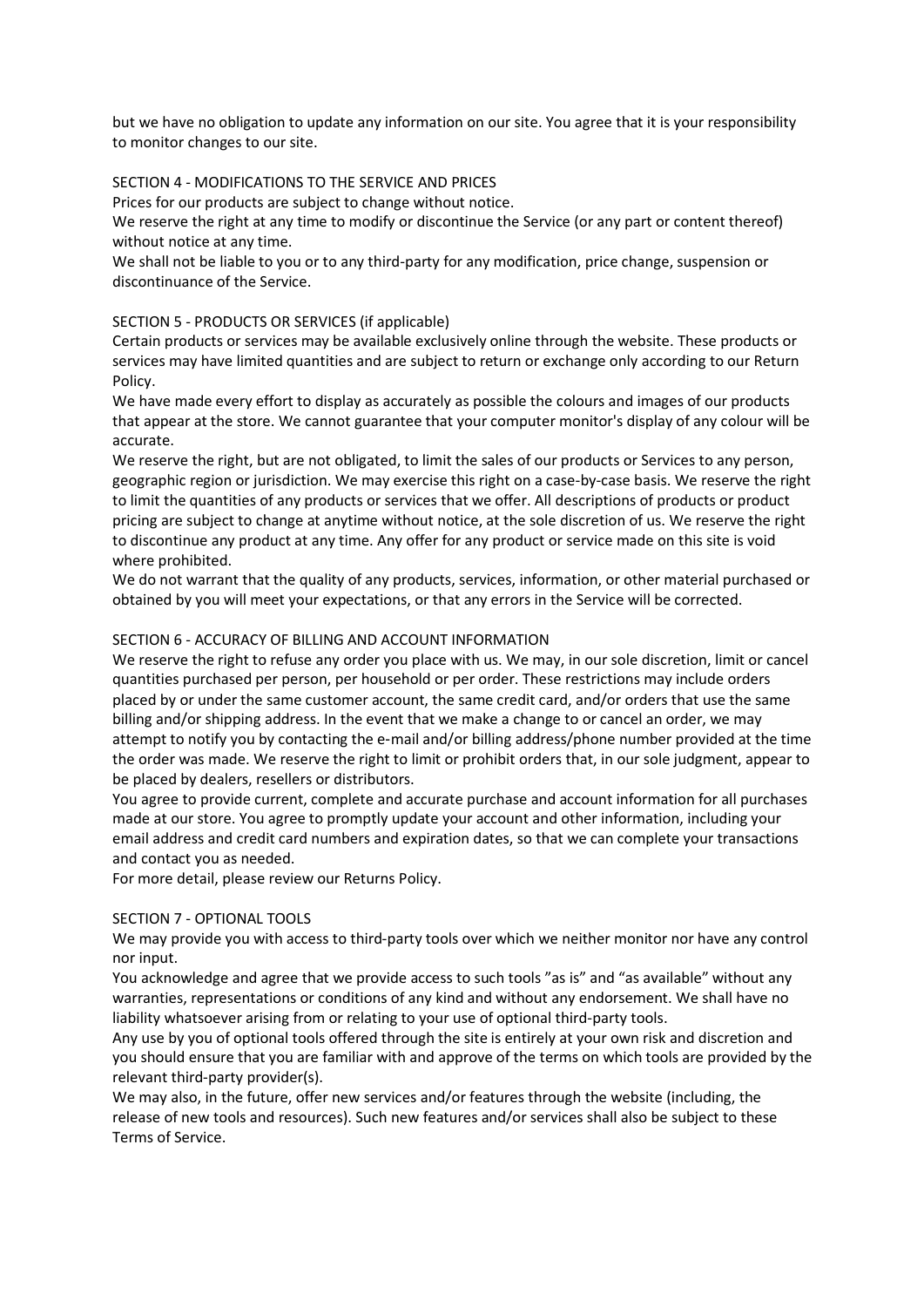but we have no obligation to update any information on our site. You agree that it is your responsibility to monitor changes to our site.

## SECTION 4 - MODIFICATIONS TO THE SERVICE AND PRICES

Prices for our products are subject to change without notice.

We reserve the right at any time to modify or discontinue the Service (or any part or content thereof) without notice at any time.

We shall not be liable to you or to any third-party for any modification, price change, suspension or discontinuance of the Service.

## SECTION 5 - PRODUCTS OR SERVICES (if applicable)

Certain products or services may be available exclusively online through the website. These products or services may have limited quantities and are subject to return or exchange only according to our Return Policy.

We have made every effort to display as accurately as possible the colours and images of our products that appear at the store. We cannot guarantee that your computer monitor's display of any colour will be accurate.

We reserve the right, but are not obligated, to limit the sales of our products or Services to any person, geographic region or jurisdiction. We may exercise this right on a case-by-case basis. We reserve the right to limit the quantities of any products or services that we offer. All descriptions of products or product pricing are subject to change at anytime without notice, at the sole discretion of us. We reserve the right to discontinue any product at any time. Any offer for any product or service made on this site is void where prohibited.

We do not warrant that the quality of any products, services, information, or other material purchased or obtained by you will meet your expectations, or that any errors in the Service will be corrected.

## SECTION 6 - ACCURACY OF BILLING AND ACCOUNT INFORMATION

We reserve the right to refuse any order you place with us. We may, in our sole discretion, limit or cancel quantities purchased per person, per household or per order. These restrictions may include orders placed by or under the same customer account, the same credit card, and/or orders that use the same billing and/or shipping address. In the event that we make a change to or cancel an order, we may attempt to notify you by contacting the e-mail and/or billing address/phone number provided at the time the order was made. We reserve the right to limit or prohibit orders that, in our sole judgment, appear to be placed by dealers, resellers or distributors.

You agree to provide current, complete and accurate purchase and account information for all purchases made at our store. You agree to promptly update your account and other information, including your email address and credit card numbers and expiration dates, so that we can complete your transactions and contact you as needed.

For more detail, please review our Returns Policy.

## SECTION 7 - OPTIONAL TOOLS

We may provide you with access to third-party tools over which we neither monitor nor have any control nor input.

You acknowledge and agree that we provide access to such tools "as is" and "as available" without any warranties, representations or conditions of any kind and without any endorsement. We shall have no liability whatsoever arising from or relating to your use of optional third-party tools.

Any use by you of optional tools offered through the site is entirely at your own risk and discretion and you should ensure that you are familiar with and approve of the terms on which tools are provided by the relevant third-party provider(s).

We may also, in the future, offer new services and/or features through the website (including, the release of new tools and resources). Such new features and/or services shall also be subject to these Terms of Service.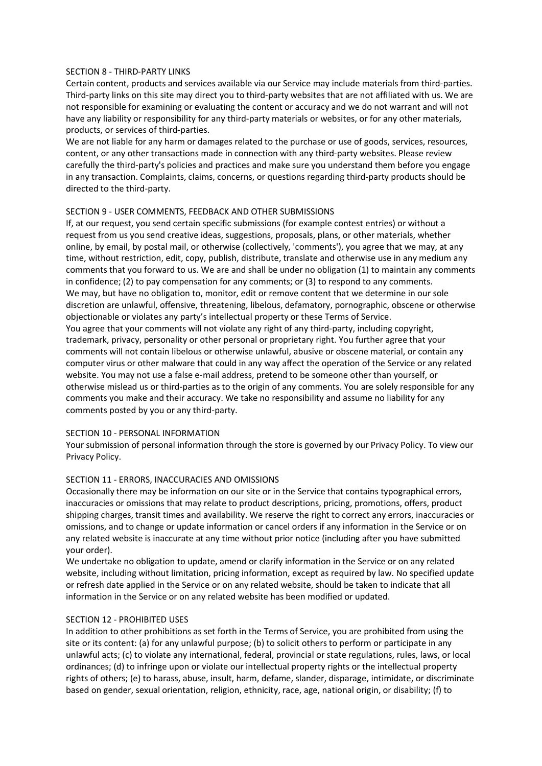## SECTION 8 - THIRD-PARTY LINKS

Certain content, products and services available via our Service may include materials from third-parties. Third-party links on this site may direct you to third-party websites that are not affiliated with us. We are not responsible for examining or evaluating the content or accuracy and we do not warrant and will not have any liability or responsibility for any third-party materials or websites, or for any other materials, products, or services of third-parties.

We are not liable for any harm or damages related to the purchase or use of goods, services, resources, content, or any other transactions made in connection with any third-party websites. Please review carefully the third-party's policies and practices and make sure you understand them before you engage in any transaction. Complaints, claims, concerns, or questions regarding third-party products should be directed to the third-party.

## SECTION 9 - USER COMMENTS, FEEDBACK AND OTHER SUBMISSIONS

If, at our request, you send certain specific submissions (for example contest entries) or without a request from us you send creative ideas, suggestions, proposals, plans, or other materials, whether online, by email, by postal mail, or otherwise (collectively, 'comments'), you agree that we may, at any time, without restriction, edit, copy, publish, distribute, translate and otherwise use in any medium any comments that you forward to us. We are and shall be under no obligation (1) to maintain any comments in confidence; (2) to pay compensation for any comments; or (3) to respond to any comments.

We may, but have no obligation to, monitor, edit or remove content that we determine in our sole discretion are unlawful, offensive, threatening, libelous, defamatory, pornographic, obscene or otherwise objectionable or violates any party's intellectual property or these Terms of Service.

You agree that your comments will not violate any right of any third-party, including copyright, trademark, privacy, personality or other personal or proprietary right. You further agree that your comments will not contain libelous or otherwise unlawful, abusive or obscene material, or contain any computer virus or other malware that could in any way affect the operation of the Service or any related website. You may not use a false e-mail address, pretend to be someone other than yourself, or otherwise mislead us or third-parties as to the origin of any comments. You are solely responsible for any comments you make and their accuracy. We take no responsibility and assume no liability for any comments posted by you or any third-party.

## SECTION 10 - PERSONAL INFORMATION

Your submission of personal information through the store is governed by our Privacy Policy. To view our Privacy Policy.

## SECTION 11 - ERRORS, INACCURACIES AND OMISSIONS

Occasionally there may be information on our site or in the Service that contains typographical errors, inaccuracies or omissions that may relate to product descriptions, pricing, promotions, offers, product shipping charges, transit times and availability. We reserve the right to correct any errors, inaccuracies or omissions, and to change or update information or cancel orders if any information in the Service or on any related website is inaccurate at any time without prior notice (including after you have submitted your order).

We undertake no obligation to update, amend or clarify information in the Service or on any related website, including without limitation, pricing information, except as required by law. No specified update or refresh date applied in the Service or on any related website, should be taken to indicate that all information in the Service or on any related website has been modified or updated.

## SECTION 12 - PROHIBITED USES

In addition to other prohibitions as set forth in the Terms of Service, you are prohibited from using the site or its content: (a) for any unlawful purpose; (b) to solicit others to perform or participate in any unlawful acts; (c) to violate any international, federal, provincial or state regulations, rules, laws, or local ordinances; (d) to infringe upon or violate our intellectual property rights or the intellectual property rights of others; (e) to harass, abuse, insult, harm, defame, slander, disparage, intimidate, or discriminate based on gender, sexual orientation, religion, ethnicity, race, age, national origin, or disability; (f) to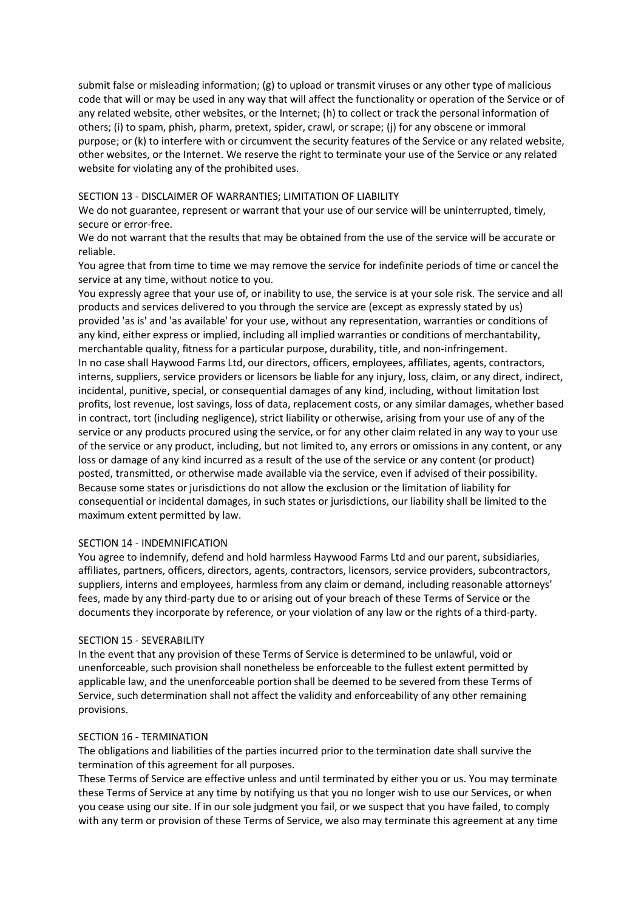submit false or misleading information; (g) to upload or transmit viruses or any other type of malicious code that will or may be used in any way that will affect the functionality or operation of the Service or of any related website, other websites, or the Internet; (h) to collect or track the personal information of others; (i) to spam, phish, pharm, pretext, spider, crawl, or scrape; (j) for any obscene or immoral purpose; or (k) to interfere with or circumvent the security features of the Service or any related website, other websites, or the Internet. We reserve the right to terminate your use of the Service or any related website for violating any of the prohibited uses.

## SECTION 13 - DISCLAIMER OF WARRANTIES; LIMITATION OF LIABILITY

We do not guarantee, represent or warrant that your use of our service will be uninterrupted, timely, secure or error-free.

We do not warrant that the results that may be obtained from the use of the service will be accurate or reliable.

You agree that from time to time we may remove the service for indefinite periods of time or cancel the service at any time, without notice to you.

You expressly agree that your use of, or inability to use, the service is at your sole risk. The service and all products and services delivered to you through the service are (except as expressly stated by us) provided 'as is' and 'as available' for your use, without any representation, warranties or conditions of any kind, either express or implied, including all implied warranties or conditions of merchantability, merchantable quality, fitness for a particular purpose, durability, title, and non-infringement.

In no case shall Haywood Farms Ltd, our directors, officers, employees, affiliates, agents, contractors, interns, suppliers, service providers or licensors be liable for any injury, loss, claim, or any direct, indirect, incidental, punitive, special, or consequential damages of any kind, including, without limitation lost profits, lost revenue, lost savings, loss of data, replacement costs, or any similar damages, whether based in contract, tort (including negligence), strict liability or otherwise, arising from your use of any of the service or any products procured using the service, or for any other claim related in any way to your use of the service or any product, including, but not limited to, any errors or omissions in any content, or any loss or damage of any kind incurred as a result of the use of the service or any content (or product) posted, transmitted, or otherwise made available via the service, even if advised of their possibility. Because some states or jurisdictions do not allow the exclusion or the limitation of liability for consequential or incidental damages, in such states or jurisdictions, our liability shall be limited to the maximum extent permitted by law.

## SECTION 14 - INDEMNIFICATION

You agree to indemnify, defend and hold harmless Haywood Farms Ltd and our parent, subsidiaries, affiliates, partners, officers, directors, agents, contractors, licensors, service providers, subcontractors, suppliers, interns and employees, harmless from any claim or demand, including reasonable attorneys' fees, made by any third-party due to or arising out of your breach of these Terms of Service or the documents they incorporate by reference, or your violation of any law or the rights of a third-party.

## SECTION 15 - SEVERABILITY

In the event that any provision of these Terms of Service is determined to be unlawful, void or unenforceable, such provision shall nonetheless be enforceable to the fullest extent permitted by applicable law, and the unenforceable portion shall be deemed to be severed from these Terms of Service, such determination shall not affect the validity and enforceability of any other remaining provisions.

## SECTION 16 - TERMINATION

The obligations and liabilities of the parties incurred prior to the termination date shall survive the termination of this agreement for all purposes.

These Terms of Service are effective unless and until terminated by either you or us. You may terminate these Terms of Service at any time by notifying us that you no longer wish to use our Services, or when you cease using our site. If in our sole judgment you fail, or we suspect that you have failed, to comply with any term or provision of these Terms of Service, we also may terminate this agreement at any time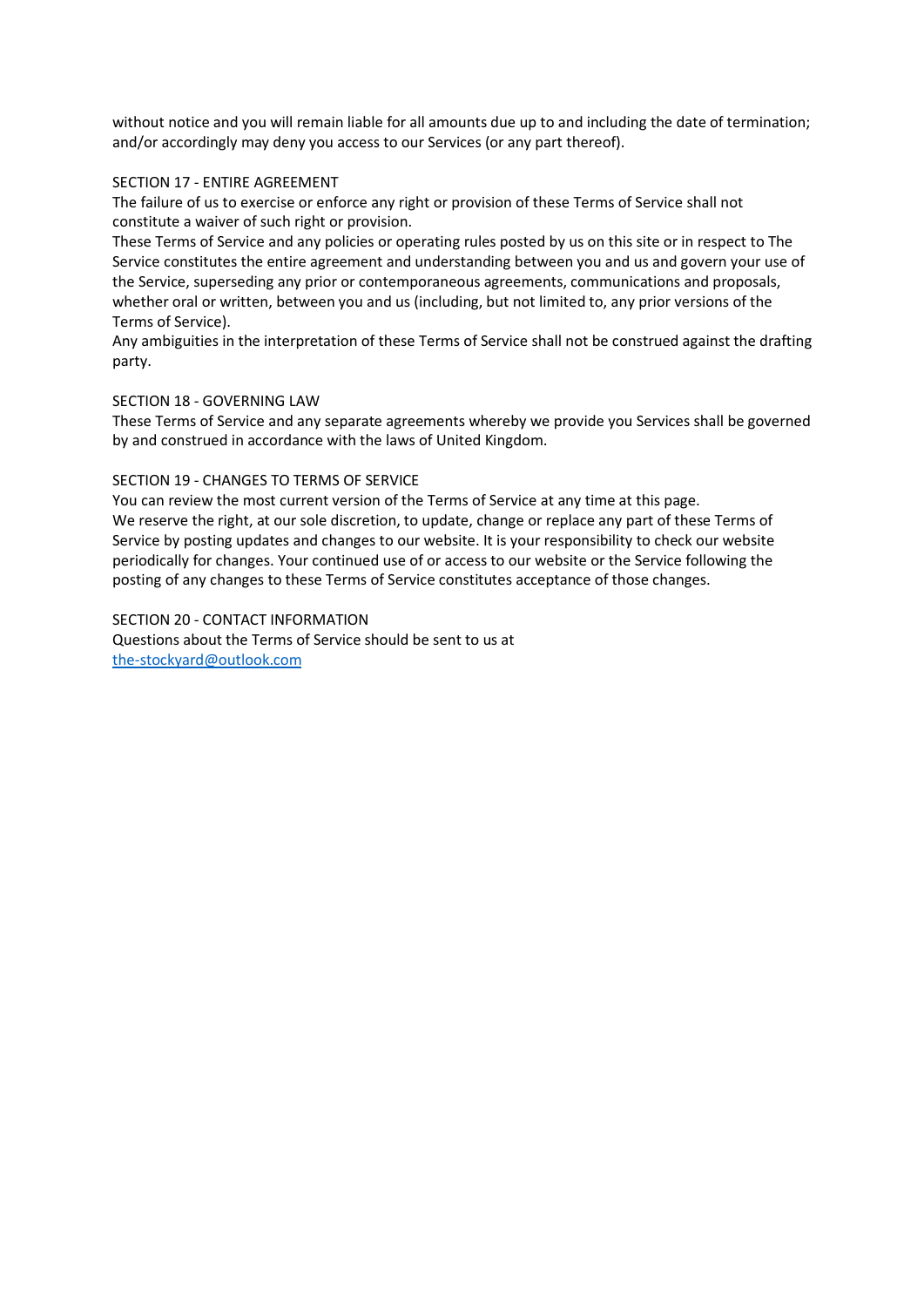without notice and you will remain liable for all amounts due up to and including the date of termination; and/or accordingly may deny you access to our Services (or any part thereof).

## SECTION 17 - ENTIRE AGREEMENT

The failure of us to exercise or enforce any right or provision of these Terms of Service shall not constitute a waiver of such right or provision.

These Terms of Service and any policies or operating rules posted by us on this site or in respect to The Service constitutes the entire agreement and understanding between you and us and govern your use of the Service, superseding any prior or contemporaneous agreements, communications and proposals, whether oral or written, between you and us (including, but not limited to, any prior versions of the Terms of Service).

Any ambiguities in the interpretation of these Terms of Service shall not be construed against the drafting party.

## SECTION 18 - GOVERNING LAW

These Terms of Service and any separate agreements whereby we provide you Services shall be governed by and construed in accordance with the laws of United Kingdom.

## SECTION 19 - CHANGES TO TERMS OF SERVICE

You can review the most current version of the Terms of Service at any time at this page.

We reserve the right, at our sole discretion, to update, change or replace any part of these Terms of Service by posting updates and changes to our website. It is your responsibility to check our website periodically for changes. Your continued use of or access to our website or the Service following the posting of any changes to these Terms of Service constitutes acceptance of those changes.

## SECTION 20 - CONTACT INFORMATION

Questions about the Terms of Service should be sent to us at
[the-stockyard@outlook.com](mailto:the-stockyard@outlook.com)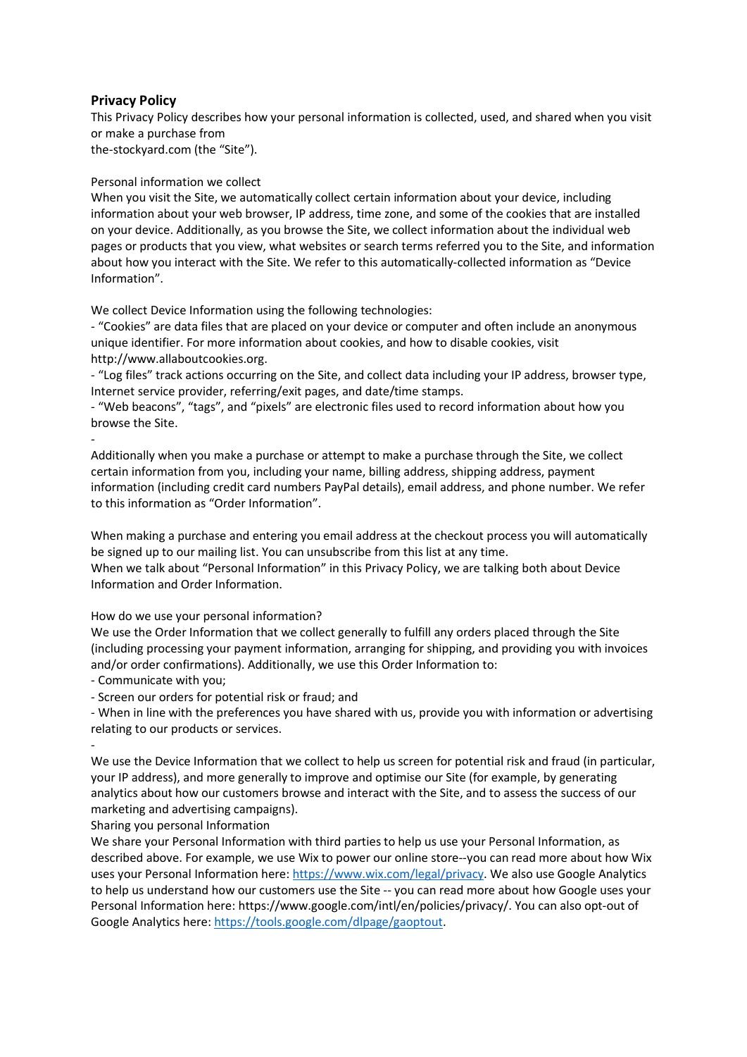## Privacy Policy

This Privacy Policy describes how your personal information is collected, used, and shared when you visit or make a purchase from
the-stockyard.com (the "Site").

Personal information we collect

When you visit the Site, we automatically collect certain information about your device, including information about your web browser, IP address, time zone, and some of the cookies that are installed on your device. Additionally, as you browse the Site, we collect information about the individual web pages or products that you view, what websites or search terms referred you to the Site, and information about how you interact with the Site. We refer to this automatically-collected information as "Device Information".

We collect Device Information using the following technologies:

- "Cookies" are data files that are placed on your device or computer and often include an anonymous unique identifier. For more information about cookies, and how to disable cookies, visit http://www.allaboutcookies.org.
- "Log files" track actions occurring on the Site, and collect data including your IP address, browser type, Internet service provider, referring/exit pages, and date/time stamps.
- "Web beacons", "tags", and "pixels" are electronic files used to record information about how you browse the Site.
-

Additionally when you make a purchase or attempt to make a purchase through the Site, we collect certain information from you, including your name, billing address, shipping address, payment information (including credit card numbers PayPal details), email address, and phone number. We refer to this information as "Order Information".

When making a purchase and entering you email address at the checkout process you will automatically be signed up to our mailing list. You can unsubscribe from this list at any time.
When we talk about "Personal Information" in this Privacy Policy, we are talking both about Device Information and Order Information.

How do we use your personal information?

We use the Order Information that we collect generally to fulfill any orders placed through the Site (including processing your payment information, arranging for shipping, and providing you with invoices and/or order confirmations). Additionally, we use this Order Information to:

- Communicate with you;
- Screen our orders for potential risk or fraud; and
- When in line with the preferences you have shared with us, provide you with information or advertising relating to our products or services.
-

We use the Device Information that we collect to help us screen for potential risk and fraud (in particular, your IP address), and more generally to improve and optimise our Site (for example, by generating analytics about how our customers browse and interact with the Site, and to assess the success of our marketing and advertising campaigns).

Sharing you personal Information

We share your Personal Information with third parties to help us use your Personal Information, as described above. For example, we use Wix to power our online store--you can read more about how Wix uses your Personal Information here: https://www.wix.com/legal/privacy. We also use Google Analytics to help us understand how our customers use the Site -- you can read more about how Google uses your Personal Information here: https://www.google.com/intl/en/policies/privacy/. You can also opt-out of Google Analytics here: https://tools.google.com/dlpage/gaoptout.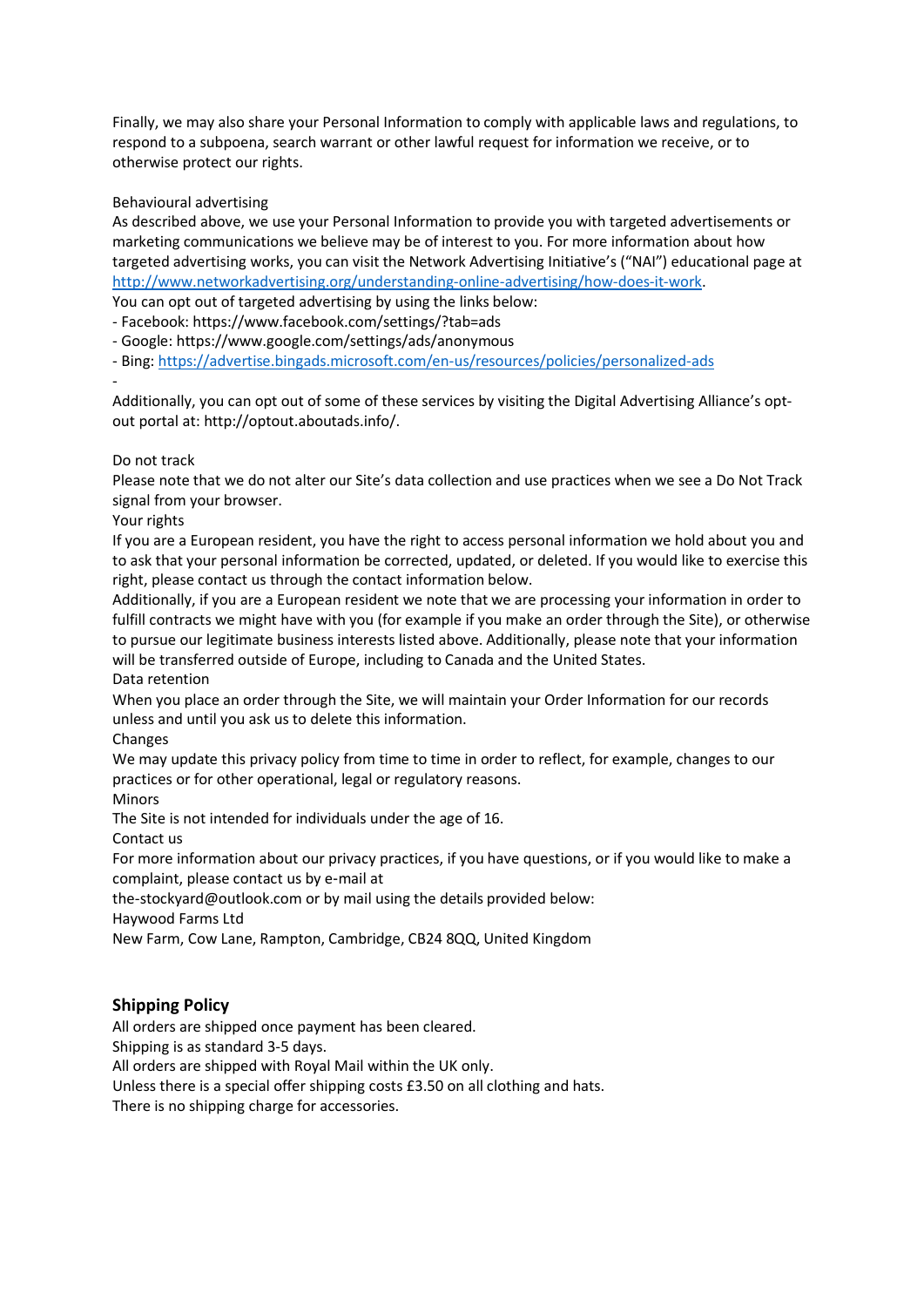Finally, we may also share your Personal Information to comply with applicable laws and regulations, to respond to a subpoena, search warrant or other lawful request for information we receive, or to otherwise protect our rights.

Behavioural advertising

As described above, we use your Personal Information to provide you with targeted advertisements or marketing communications we believe may be of interest to you. For more information about how targeted advertising works, you can visit the Network Advertising Initiative's ("NAI") educational page at http://www.networkadvertising.org/understanding-online-advertising/how-does-it-work.

You can opt out of targeted advertising by using the links below:

- Facebook: https://www.facebook.com/settings/?tab=ads
- Google: https://www.google.com/settings/ads/anonymous
- Bing: https://advertise.bingads.microsoft.com/en-us/resources/policies/personalized-ads
-

Additionally, you can opt out of some of these services by visiting the Digital Advertising Alliance's opt-out portal at: http://optout.aboutads.info/.

Do not track

Please note that we do not alter our Site's data collection and use practices when we see a Do Not Track signal from your browser.

Your rights

If you are a European resident, you have the right to access personal information we hold about you and to ask that your personal information be corrected, updated, or deleted. If you would like to exercise this right, please contact us through the contact information below.

Additionally, if you are a European resident we note that we are processing your information in order to fulfill contracts we might have with you (for example if you make an order through the Site), or otherwise to pursue our legitimate business interests listed above. Additionally, please note that your information will be transferred outside of Europe, including to Canada and the United States.

Data retention

When you place an order through the Site, we will maintain your Order Information for our records unless and until you ask us to delete this information.

Changes

We may update this privacy policy from time to time in order to reflect, for example, changes to our practices or for other operational, legal or regulatory reasons.

Minors

The Site is not intended for individuals under the age of 16.

Contact us

For more information about our privacy practices, if you have questions, or if you would like to make a complaint, please contact us by e-mail at
the-stockyard@outlook.com or by mail using the details provided below:

Haywood Farms Ltd
New Farm, Cow Lane, Rampton, Cambridge, CB24 8QQ, United Kingdom

## Shipping Policy

All orders are shipped once payment has been cleared.
Shipping is as standard 3-5 days.
All orders are shipped with Royal Mail within the UK only.
Unless there is a special offer shipping costs £3.50 on all clothing and hats.
There is no shipping charge for accessories.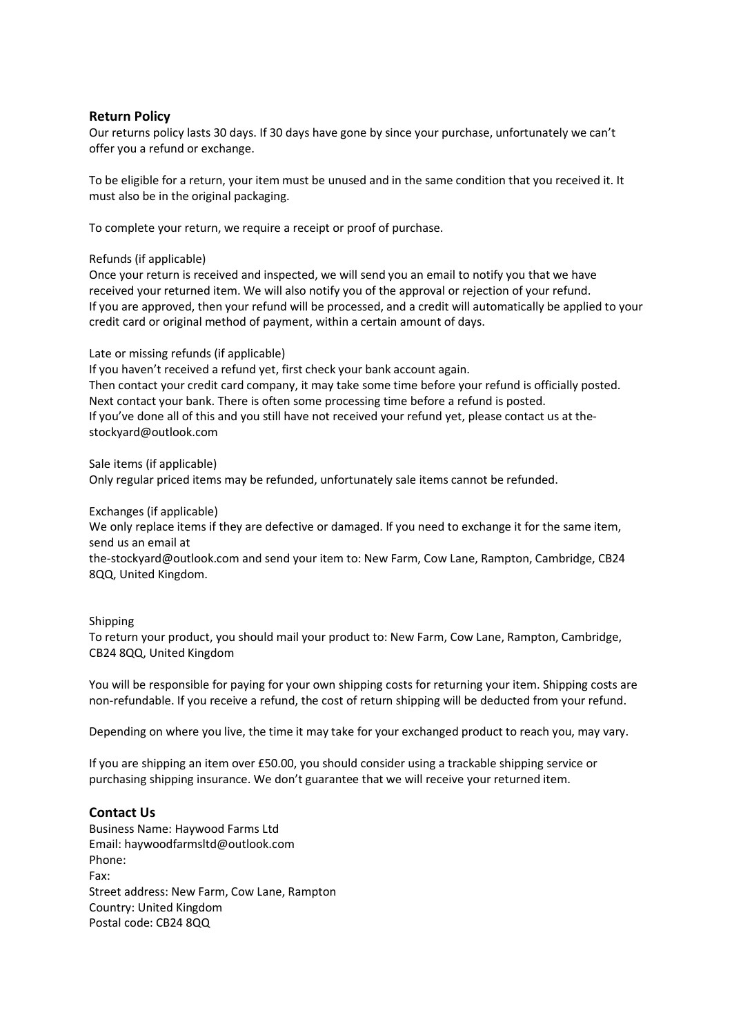## Return Policy

Our returns policy lasts 30 days. If 30 days have gone by since your purchase, unfortunately we can't offer you a refund or exchange.

To be eligible for a return, your item must be unused and in the same condition that you received it. It must also be in the original packaging.

To complete your return, we require a receipt or proof of purchase.

Refunds (if applicable)
Once your return is received and inspected, we will send you an email to notify you that we have received your returned item. We will also notify you of the approval or rejection of your refund.
If you are approved, then your refund will be processed, and a credit will automatically be applied to your credit card or original method of payment, within a certain amount of days.

Late or missing refunds (if applicable)
If you haven't received a refund yet, first check your bank account again.
Then contact your credit card company, it may take some time before your refund is officially posted.
Next contact your bank. There is often some processing time before a refund is posted.
If you've done all of this and you still have not received your refund yet, please contact us at the-stockyard@outlook.com

Sale items (if applicable)
Only regular priced items may be refunded, unfortunately sale items cannot be refunded.

Exchanges (if applicable)
We only replace items if they are defective or damaged. If you need to exchange it for the same item, send us an email at
the-stockyard@outlook.com and send your item to: New Farm, Cow Lane, Rampton, Cambridge, CB24 8QQ, United Kingdom.

Shipping
To return your product, you should mail your product to: New Farm, Cow Lane, Rampton, Cambridge, CB24 8QQ, United Kingdom

You will be responsible for paying for your own shipping costs for returning your item. Shipping costs are non-refundable. If you receive a refund, the cost of return shipping will be deducted from your refund.

Depending on where you live, the time it may take for your exchanged product to reach you, may vary.

If you are shipping an item over £50.00, you should consider using a trackable shipping service or purchasing shipping insurance. We don't guarantee that we will receive your returned item.

## Contact Us

Business Name: Haywood Farms Ltd
Email: haywoodfarmsltd@outlook.com
Phone:
Fax:
Street address: New Farm, Cow Lane, Rampton
Country: United Kingdom
Postal code: CB24 8QQ